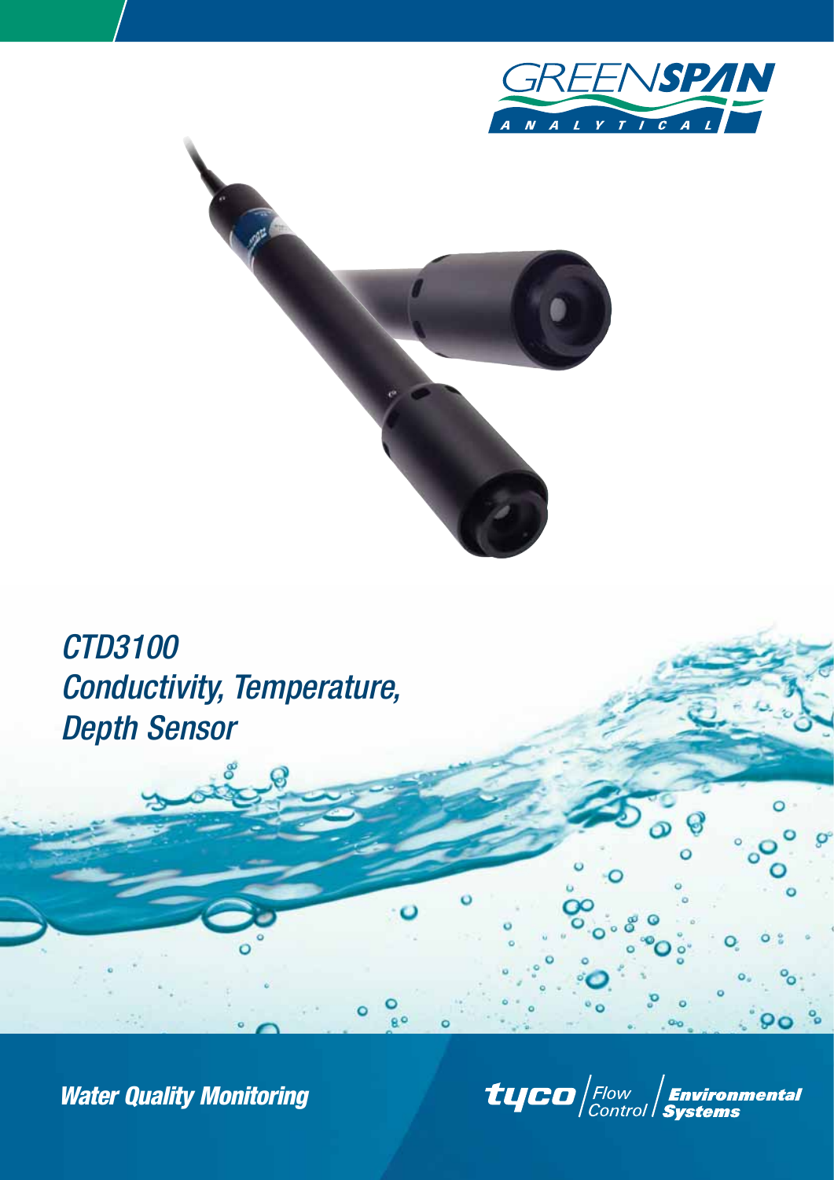GREENSPAN ANALYTICAL

# CTD3100 Conductivity, Temperature, Depth Sensor

**Water Quality Monitoring**

tyco | Flow Control | Environmental Systems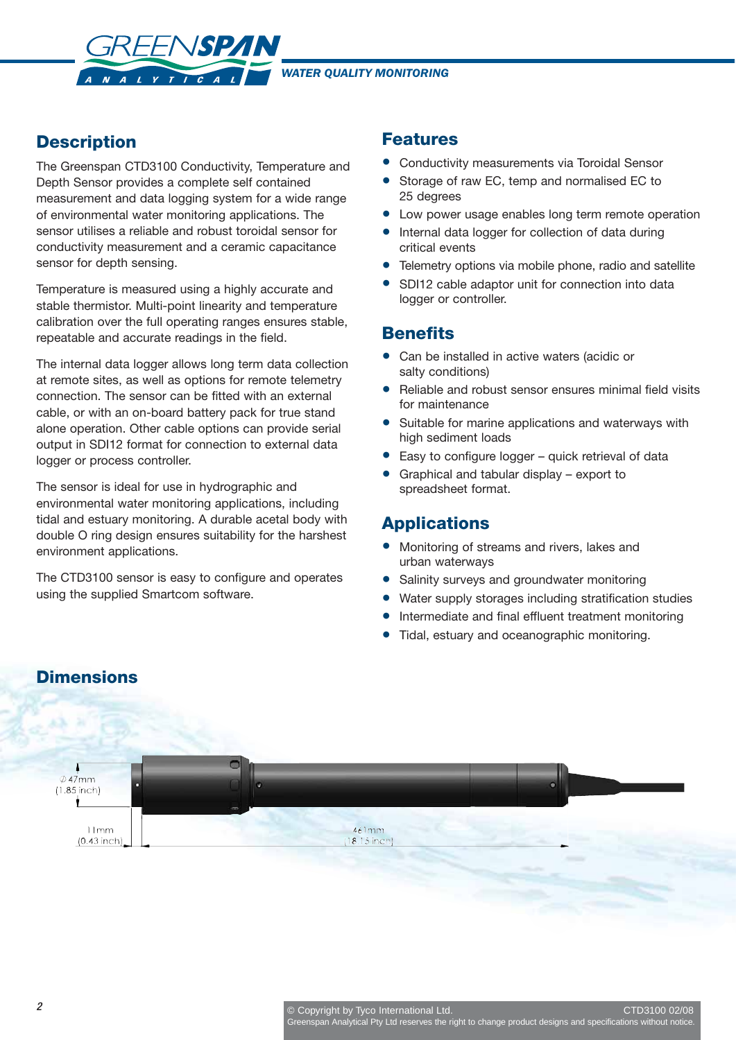## Description

The Greenspan CTD3100 Conductivity, Temperature and Depth Sensor provides a complete self contained measurement and data logging system for a wide range of environmental water monitoring applications. The sensor utilises a reliable and robust toroidal sensor for conductivity measurement and a ceramic capacitance sensor for depth sensing.

Temperature is measured using a highly accurate and stable thermistor. Multi-point linearity and temperature calibration over the full operating ranges ensures stable, repeatable and accurate readings in the field.

The internal data logger allows long term data collection at remote sites, as well as options for remote telemetry connection. The sensor can be fitted with an external cable, or with an on-board battery pack for true stand alone operation. Other cable options can provide serial output in SDI12 format for connection to external data logger or process controller.

The sensor is ideal for use in hydrographic and environmental water monitoring applications, including tidal and estuary monitoring. A durable acetal body with double O ring design ensures suitability for the harshest environment applications.

The CTD3100 sensor is easy to configure and operates using the supplied Smartcom software.

## Features

- Conductivity measurements via Toroidal Sensor
- Storage of raw EC, temp and normalised EC to 25 degrees
- Low power usage enables long term remote operation
- Internal data logger for collection of data during critical events
- Telemetry options via mobile phone, radio and satellite
- SDI12 cable adaptor unit for connection into data logger or controller.

## Benefits

- Can be installed in active waters (acidic or salty conditions)
- Reliable and robust sensor ensures minimal field visits for maintenance
- Suitable for marine applications and waterways with high sediment loads
- Easy to configure logger – quick retrieval of data
- Graphical and tabular display – export to spreadsheet format.

## Applications

- Monitoring of streams and rivers, lakes and urban waterways
- Salinity surveys and groundwater monitoring
- Water supply storages including stratification studies
- Intermediate and final effluent treatment monitoring
- Tidal, estuary and oceanographic monitoring.

## Dimensions

Ø 47mm (1.85 inch)

11mm (0.43 inch)

461mm (18.15 inch)

© Copyright by Tyco International Ltd. CTD3100 02/08
Greenspan Analytical Pty Ltd reserves the right to change product designs and specifications without notice.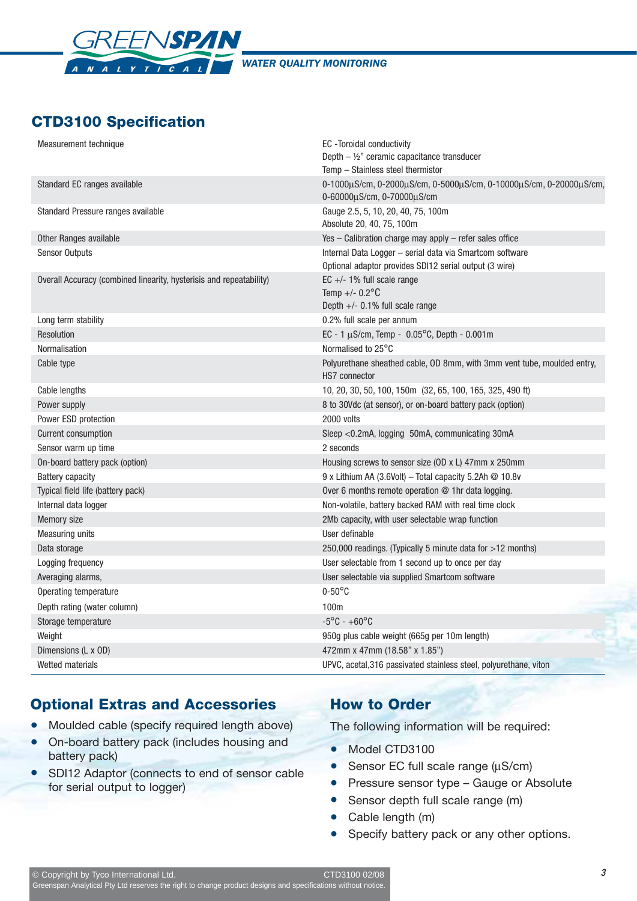## CTD3100 Specification

| | |
|---|---|
| Measurement technique | EC -Toroidal conductivity<br>Depth – ½" ceramic capacitance transducer<br>Temp – Stainless steel thermistor |
| Standard EC ranges available | 0-1000µS/cm, 0-2000µS/cm, 0-5000µS/cm, 0-10000µS/cm, 0-20000µS/cm, 0-60000µS/cm, 0-70000µS/cm |
| Standard Pressure ranges available | Gauge 2.5, 5, 10, 20, 40, 75, 100m<br>Absolute 20, 40, 75, 100m |
| Other Ranges available | Yes – Calibration charge may apply – refer sales office |
| Sensor Outputs | Internal Data Logger – serial data via Smartcom software<br>Optional adaptor provides SDI12 serial output (3 wire) |
| Overall Accuracy (combined linearity, hysterisis and repeatability) | EC +/- 1% full scale range<br>Temp +/- 0.2°C<br>Depth +/- 0.1% full scale range |
| Long term stability | 0.2% full scale per annum |
| Resolution | EC - 1 µS/cm, Temp - 0.05°C, Depth - 0.001m |
| Normalisation | Normalised to 25°C |
| Cable type | Polyurethane sheathed cable, OD 8mm, with 3mm vent tube, moulded entry, HS7 connector |
| Cable lengths | 10, 20, 30, 50, 100, 150m (32, 65, 100, 165, 325, 490 ft) |
| Power supply | 8 to 30Vdc (at sensor), or on-board battery pack (option) |
| Power ESD protection | 2000 volts |
| Current consumption | Sleep <0.2mA, logging 50mA, communicating 30mA |
| Sensor warm up time | 2 seconds |
| On-board battery pack (option) | Housing screws to sensor size (OD x L) 47mm x 250mm |
| Battery capacity | 9 x Lithium AA (3.6Volt) – Total capacity 5.2Ah @ 10.8v |
| Typical field life (battery pack) | Over 6 months remote operation @ 1hr data logging. |
| Internal data logger | Non-volatile, battery backed RAM with real time clock |
| Memory size | 2Mb capacity, with user selectable wrap function |
| Measuring units | User definable |
| Data storage | 250,000 readings. (Typically 5 minute data for >12 months) |
| Logging frequency | User selectable from 1 second up to once per day |
| Averaging alarms, | User selectable via supplied Smartcom software |
| Operating temperature | 0-50°C |
| Depth rating (water column) | 100m |
| Storage temperature | -5°C - +60°C |
| Weight | 950g plus cable weight (665g per 10m length) |
| Dimensions (L x OD) | 472mm x 47mm (18.58" x 1.85") |
| Wetted materials | UPVC, acetal,316 passivated stainless steel, polyurethane, viton |

## Optional Extras and Accessories

- Moulded cable (specify required length above)
- On-board battery pack (includes housing and battery pack)
- SDI12 Adaptor (connects to end of sensor cable for serial output to logger)

## How to Order

The following information will be required:

- Model CTD3100
- Sensor EC full scale range (µS/cm)
- Pressure sensor type – Gauge or Absolute
- Sensor depth full scale range (m)
- Cable length (m)
- Specify battery pack or any other options.

© Copyright by Tyco International Ltd. CTD3100 02/08
Greenspan Analytical Pty Ltd reserves the right to change product designs and specifications without notice.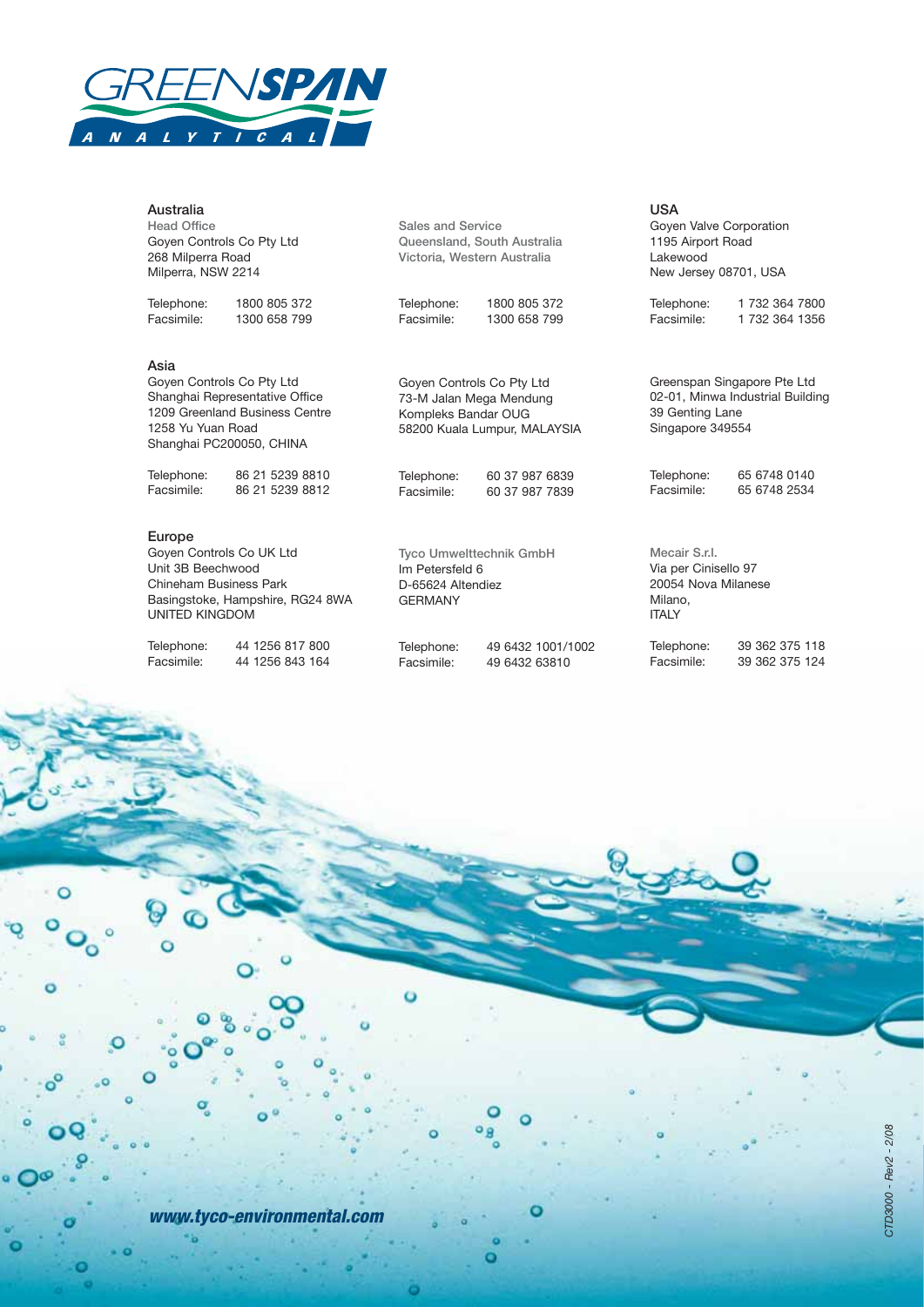GREENSPAN ANALYTICAL

## Australia

**Head Office**
Goyen Controls Co Pty Ltd
268 Milperra Road
Milperra, NSW 2214

Telephone: 1800 805 372
Facsimile: 1300 658 799

**Sales and Service**
**Queensland, South Australia**
**Victoria, Western Australia**

Telephone: 1800 805 372
Facsimile: 1300 658 799

## USA

Goyen Valve Corporation
1195 Airport Road
Lakewood
New Jersey 08701, USA

Telephone: 1 732 364 7800
Facsimile: 1 732 364 1356

## Asia

Goyen Controls Co Pty Ltd
Shanghai Representative Office
1209 Greenland Business Centre
1258 Yu Yuan Road
Shanghai PC200050, CHINA

Telephone: 86 21 5239 8810
Facsimile: 86 21 5239 8812

Goyen Controls Co Pty Ltd
73-M Jalan Mega Mendung
Kompleks Bandar OUG
58200 Kuala Lumpur, MALAYSIA

Telephone: 60 37 987 6839
Facsimile: 60 37 987 7839

Greenspan Singapore Pte Ltd
02-01, Minwa Industrial Building
39 Genting Lane
Singapore 349554

Telephone: 65 6748 0140
Facsimile: 65 6748 2534

## Europe

Goyen Controls Co UK Ltd
Unit 3B Beechwood
Chineham Business Park
Basingstoke, Hampshire, RG24 8WA
UNITED KINGDOM

Telephone: 44 1256 817 800
Facsimile: 44 1256 843 164

**Tyco Umwelttechnik GmbH**
Im Petersfeld 6
D-65624 Altendiez
GERMANY

Telephone: 49 6432 1001/1002
Facsimile: 49 6432 63810

**Mecair S.r.l.**
Via per Cinisello 97
20054 Nova Milanese
Milano,
ITALY

Telephone: 39 362 375 118
Facsimile: 39 362 375 124

***www.tyco-environmental.com***

*CTD3000 - Rev2 - 2/08*